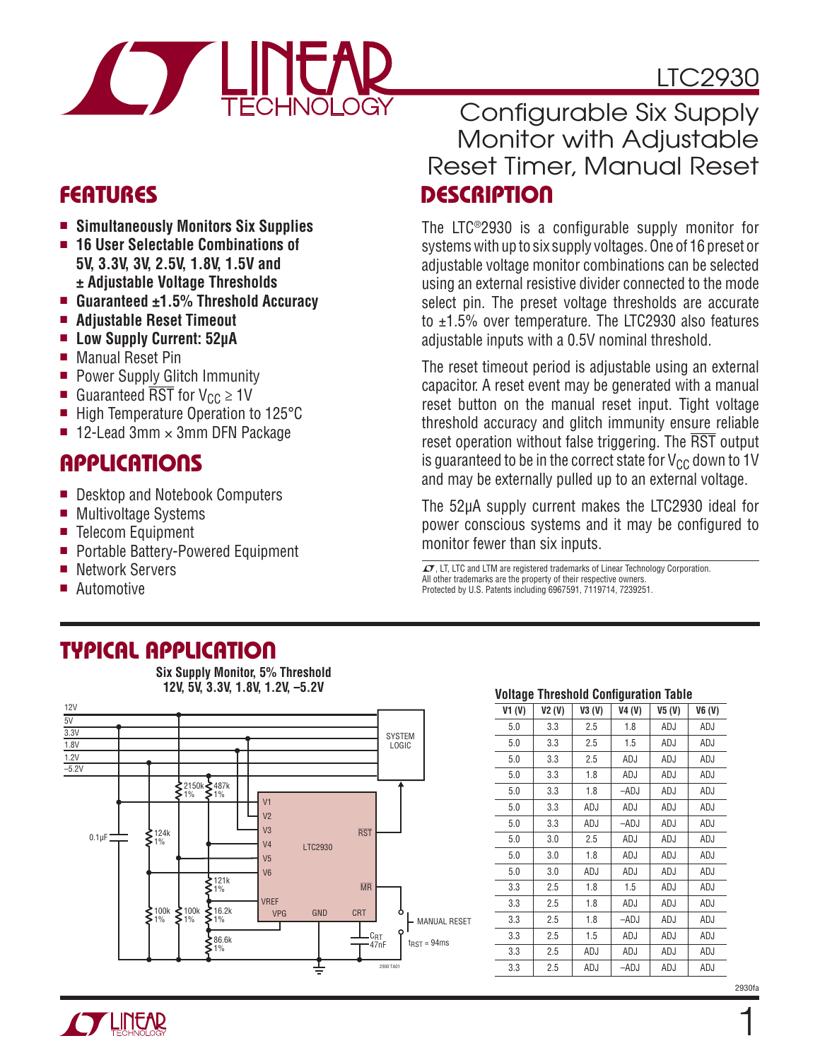# LTC2930

## Configurable Six Supply Monitor with Adjustable Reset Timer, Manual Reset

## FEATURES

- **Simultaneously Monitors Six Supplies**
- **16 User Selectable Combinations of 5V, 3.3V, 3V, 2.5V, 1.8V, 1.5V and ± Adjustable Voltage Thresholds**
- **Guaranteed ±1.5% Threshold Accuracy**
- **Adjustable Reset Timeout**
- **Low Supply Current: 52µA**
- Manual Reset Pin
- Power Supply Glitch Immunity
- Guaranteed $\overline{RST}$ for $V_{CC} \geq 1V$
- High Temperature Operation to 125°C
- 12-Lead 3mm × 3mm DFN Package

## APPLICATIONS

- Desktop and Notebook Computers
- Multivoltage Systems
- Telecom Equipment
- Portable Battery-Powered Equipment
- Network Servers
- Automotive

## DESCRIPTION

The LTC®2930 is a configurable supply monitor for systems with up to six supply voltages. One of 16 preset or adjustable voltage monitor combinations can be selected using an external resistive divider connected to the mode select pin. The preset voltage thresholds are accurate to ±1.5% over temperature. The LTC2930 also features adjustable inputs with a 0.5V nominal threshold.

The reset timeout period is adjustable using an external capacitor. A reset event may be generated with a manual reset button on the manual reset input. Tight voltage threshold accuracy and glitch immunity ensure reliable reset operation without false triggering. The $\overline{RST}$ output is guaranteed to be in the correct state for $V_{CC}$ down to 1V and may be externally pulled up to an external voltage.

The 52µA supply current makes the LTC2930 ideal for power conscious systems and it may be configured to monitor fewer than six inputs.

LT, LTC and LTM are registered trademarks of Linear Technology Corporation. All other trademarks are the property of their respective owners. Protected by U.S. Patents including 6967591, 7119714, 7239251.

## TYPICAL APPLICATION

**Six Supply Monitor, 5% Threshold 12V, 5V, 3.3V, 1.8V, 1.2V, –5.2V**

**Voltage Threshold Configuration Table**

| V1 (V) | V2 (V) | V3 (V) | V4 (V) | V5 (V) | V6 (V) |
|---|---|---|---|---|---|
| 5.0 | 3.3 | 2.5 | 1.8 | ADJ | ADJ |
| 5.0 | 3.3 | 2.5 | 1.5 | ADJ | ADJ |
| 5.0 | 3.3 | 2.5 | ADJ | ADJ | ADJ |
| 5.0 | 3.3 | 1.8 | ADJ | ADJ | ADJ |
| 5.0 | 3.3 | 1.8 | –ADJ | ADJ | ADJ |
| 5.0 | 3.3 | ADJ | ADJ | ADJ | ADJ |
| 5.0 | 3.3 | ADJ | –ADJ | ADJ | ADJ |
| 5.0 | 3.0 | 2.5 | ADJ | ADJ | ADJ |
| 5.0 | 3.0 | 1.8 | ADJ | ADJ | ADJ |
| 5.0 | 3.0 | ADJ | ADJ | ADJ | ADJ |
| 3.3 | 2.5 | 1.8 | 1.5 | ADJ | ADJ |
| 3.3 | 2.5 | 1.8 | ADJ | ADJ | ADJ |
| 3.3 | 2.5 | 1.8 | –ADJ | ADJ | ADJ |
| 3.3 | 2.5 | 1.5 | ADJ | ADJ | ADJ |
| 3.3 | 2.5 | ADJ | ADJ | ADJ | ADJ |
| 3.3 | 2.5 | ADJ | –ADJ | ADJ | ADJ |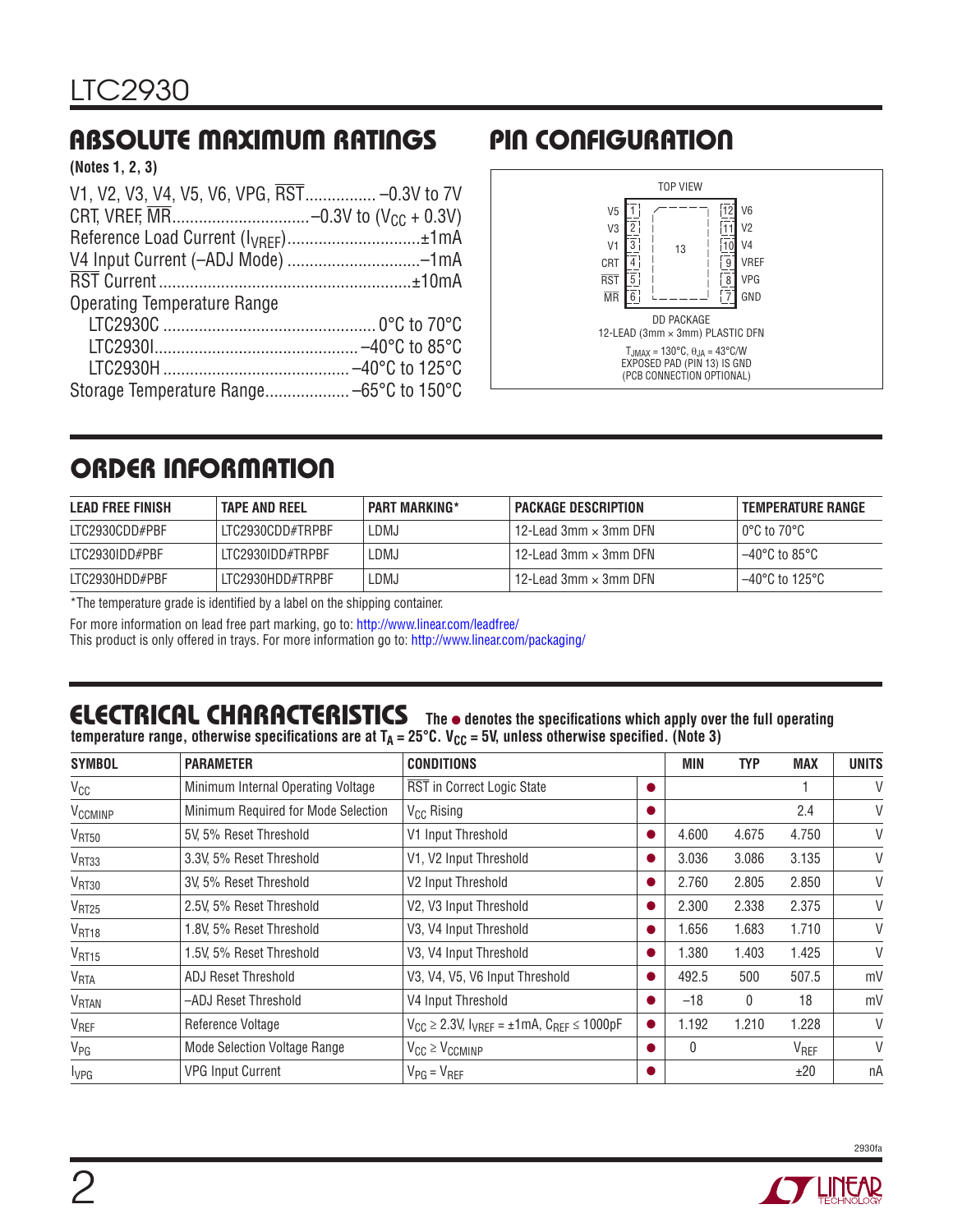## ABSOLUTE MAXIMUM RATINGS

(Notes 1, 2, 3)

V1, V2, V3, V4, V5, V6, VPG, $\overline{RST}$ ................ –0.3V to 7V
CRT, VREF, $\overline{MR}$ .............................. –0.3V to ($V_{CC}$ + 0.3V)
Reference Load Current ($I_{VREF}$) .............................. ±1mA
V4 Input Current (–ADJ Mode) .............................. –1mA
$\overline{RST}$ Current .............................................. ±10mA
Operating Temperature Range
  LTC2930C ................................................ 0°C to 70°C
  LTC2930I ............................................. –40°C to 85°C
  LTC2930H .......................................... –40°C to 125°C
Storage Temperature Range ................... –65°C to 150°C

## PIN CONFIGURATION

TOP VIEW

| Pin | Name | | Pin | Name |
|---|---|---|---|---|
| 1 | V5 | | 12 | V6 |
| 2 | V3 | | 11 | V2 |
| 3 | V1 | 13 | 10 | V4 |
| 4 | CRT | | 9 | VREF |
| 5 | $\overline{RST}$ | | 8 | VPG |
| 6 | $\overline{MR}$ | | 7 | GND |

DD PACKAGE
12-LEAD (3mm × 3mm) PLASTIC DFN

$T_{JMAX}$ = 130°C, $\theta_{JA}$ = 43°C/W
EXPOSED PAD (PIN 13) IS GND
(PCB CONNECTION OPTIONAL)

## ORDER INFORMATION

| LEAD FREE FINISH | TAPE AND REEL | PART MARKING* | PACKAGE DESCRIPTION | TEMPERATURE RANGE |
|---|---|---|---|---|
| LTC2930CDD#PBF | LTC2930CDD#TRPBF | LDMJ | 12-Lead 3mm × 3mm DFN | 0°C to 70°C |
| LTC2930IDD#PBF | LTC2930IDD#TRPBF | LDMJ | 12-Lead 3mm × 3mm DFN | –40°C to 85°C |
| LTC2930HDD#PBF | LTC2930HDD#TRPBF | LDMJ | 12-Lead 3mm × 3mm DFN | –40°C to 125°C |

*The temperature grade is identified by a label on the shipping container.

For more information on lead free part marking, go to: http://www.linear.com/leadfree/
This product is only offered in trays. For more information go to: http://www.linear.com/packaging/

## ELECTRICAL CHARACTERISTICS

The ● denotes the specifications which apply over the full operating temperature range, otherwise specifications are at $T_A$ = 25°C. $V_{CC}$ = 5V, unless otherwise specified. (Note 3)

| SYMBOL | PARAMETER | CONDITIONS | | MIN | TYP | MAX | UNITS |
|---|---|---|---|---|---|---|---|
| $V_{CC}$ | Minimum Internal Operating Voltage | $\overline{RST}$ in Correct Logic State | ● | | | 1 | V |
| $V_{CCMINP}$ | Minimum Required for Mode Selection | $V_{CC}$ Rising | ● | | | 2.4 | V |
| $V_{RT50}$ | 5V, 5% Reset Threshold | V1 Input Threshold | ● | 4.600 | 4.675 | 4.750 | V |
| $V_{RT33}$ | 3.3V, 5% Reset Threshold | V1, V2 Input Threshold | ● | 3.036 | 3.086 | 3.135 | V |
| $V_{RT30}$ | 3V, 5% Reset Threshold | V2 Input Threshold | ● | 2.760 | 2.805 | 2.850 | V |
| $V_{RT25}$ | 2.5V, 5% Reset Threshold | V2, V3 Input Threshold | ● | 2.300 | 2.338 | 2.375 | V |
| $V_{RT18}$ | 1.8V, 5% Reset Threshold | V3, V4 Input Threshold | ● | 1.656 | 1.683 | 1.710 | V |
| $V_{RT15}$ | 1.5V, 5% Reset Threshold | V3, V4 Input Threshold | ● | 1.380 | 1.403 | 1.425 | V |
| $V_{RTA}$ | ADJ Reset Threshold | V3, V4, V5, V6 Input Threshold | ● | 492.5 | 500 | 507.5 | mV |
| $V_{RTAN}$ | –ADJ Reset Threshold | V4 Input Threshold | ● | –18 | 0 | 18 | mV |
| $V_{REF}$ | Reference Voltage | $V_{CC}$ ≥ 2.3V, $I_{VREF}$ = ±1mA, $C_{REF}$ ≤ 1000pF | ● | 1.192 | 1.210 | 1.228 | V |
| $V_{PG}$ | Mode Selection Voltage Range | $V_{CC}$ ≥ $V_{CCMINP}$ | ● | 0 | | $V_{REF}$ | V |
| $I_{VPG}$ | VPG Input Current | $V_{PG}$ = $V_{REF}$ | ● | | | ±20 | nA |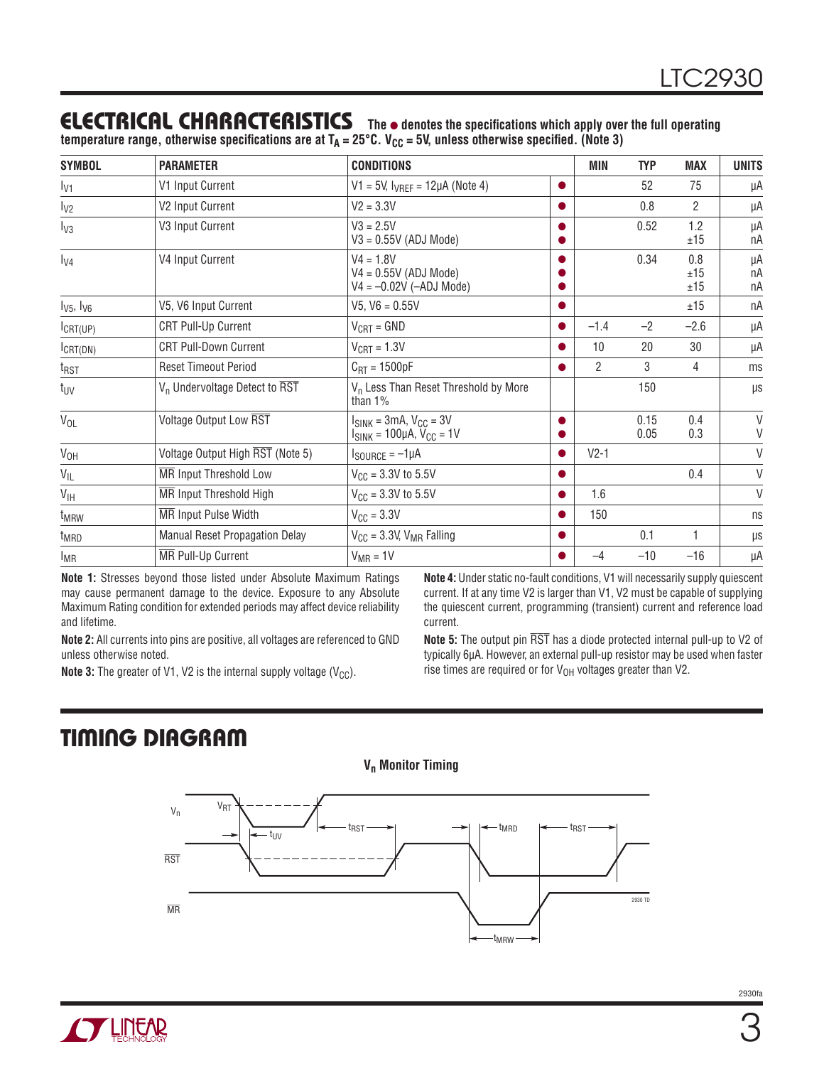## ELECTRICAL CHARACTERISTICS

**The ● denotes the specifications which apply over the full operating temperature range, otherwise specifications are at $T_A$ = 25°C. $V_{CC}$ = 5V, unless otherwise specified. (Note 3)**

| SYMBOL | PARAMETER | CONDITIONS | | MIN | TYP | MAX | UNITS |
|---|---|---|---|---|---|---|---|
| $I_{V1}$ | V1 Input Current | V1 = 5V, $I_{VREF}$ = 12µA (Note 4) | ● | | 52 | 75 | µA |
| $I_{V2}$ | V2 Input Current | V2 = 3.3V | ● | | 0.8 | 2 | µA |
| $I_{V3}$ | V3 Input Current | V3 = 2.5V<br>V3 = 0.55V (ADJ Mode) | ●<br>● | | 0.52 | 1.2<br>±15 | µA<br>nA |
| $I_{V4}$ | V4 Input Current | V4 = 1.8V<br>V4 = 0.55V (ADJ Mode)<br>V4 = –0.02V (–ADJ Mode) | ●<br>●<br>● | | 0.34 | 0.8<br>±15<br>±15 | µA<br>nA<br>nA |
| $I_{V5}$, $I_{V6}$ | V5, V6 Input Current | V5, V6 = 0.55V | ● | | | ±15 | nA |
| $I_{CRT(UP)}$ | CRT Pull-Up Current | $V_{CRT}$ = GND | ● | –1.4 | –2 | –2.6 | µA |
| $I_{CRT(DN)}$ | CRT Pull-Down Current | $V_{CRT}$ = 1.3V | ● | 10 | 20 | 30 | µA |
| $t_{RST}$ | Reset Timeout Period | $C_{RT}$ = 1500pF | ● | 2 | 3 | 4 | ms |
| $t_{UV}$ | $V_n$ Undervoltage Detect to $\overline{RST}$ | $V_n$ Less Than Reset Threshold by More than 1% | | | 150 | | µs |
| $V_{OL}$ | Voltage Output Low $\overline{RST}$ | $I_{SINK}$ = 3mA, $V_{CC}$ = 3V<br>$I_{SINK}$ = 100µA, $V_{CC}$ = 1V | ●<br>● | | 0.15<br>0.05 | 0.4<br>0.3 | V<br>V |
| $V_{OH}$ | Voltage Output High $\overline{RST}$ (Note 5) | $I_{SOURCE}$ = –1µA | ● | V2-1 | | | V |
| $V_{IL}$ | $\overline{MR}$ Input Threshold Low | $V_{CC}$ = 3.3V to 5.5V | ● | | | 0.4 | V |
| $V_{IH}$ | $\overline{MR}$ Input Threshold High | $V_{CC}$ = 3.3V to 5.5V | ● | 1.6 | | | V |
| $t_{MRW}$ | $\overline{MR}$ Input Pulse Width | $V_{CC}$ = 3.3V | ● | 150 | | | ns |
| $t_{MRD}$ | Manual Reset Propagation Delay | $V_{CC}$ = 3.3V, $V_{MR}$ Falling | ● | | 0.1 | 1 | µs |
| $I_{MR}$ | $\overline{MR}$ Pull-Up Current | $V_{MR}$ = 1V | ● | –4 | –10 | –16 | µA |

**Note 1:** Stresses beyond those listed under Absolute Maximum Ratings may cause permanent damage to the device. Exposure to any Absolute Maximum Rating condition for extended periods may affect device reliability and lifetime.

**Note 2:** All currents into pins are positive, all voltages are referenced to GND unless otherwise noted.

**Note 3:** The greater of V1, V2 is the internal supply voltage ($V_{CC}$).

**Note 4:** Under static no-fault conditions, V1 will necessarily supply quiescent current. If at any time V2 is larger than V1, V2 must be capable of supplying the quiescent current, programming (transient) current and reference load current.

**Note 5:** The output pin $\overline{RST}$ has a diode protected internal pull-up to V2 of typically 6µA. However, an external pull-up resistor may be used when faster rise times are required or for $V_{OH}$ voltages greater than V2.

## TIMING DIAGRAM

**$V_n$ Monitor Timing**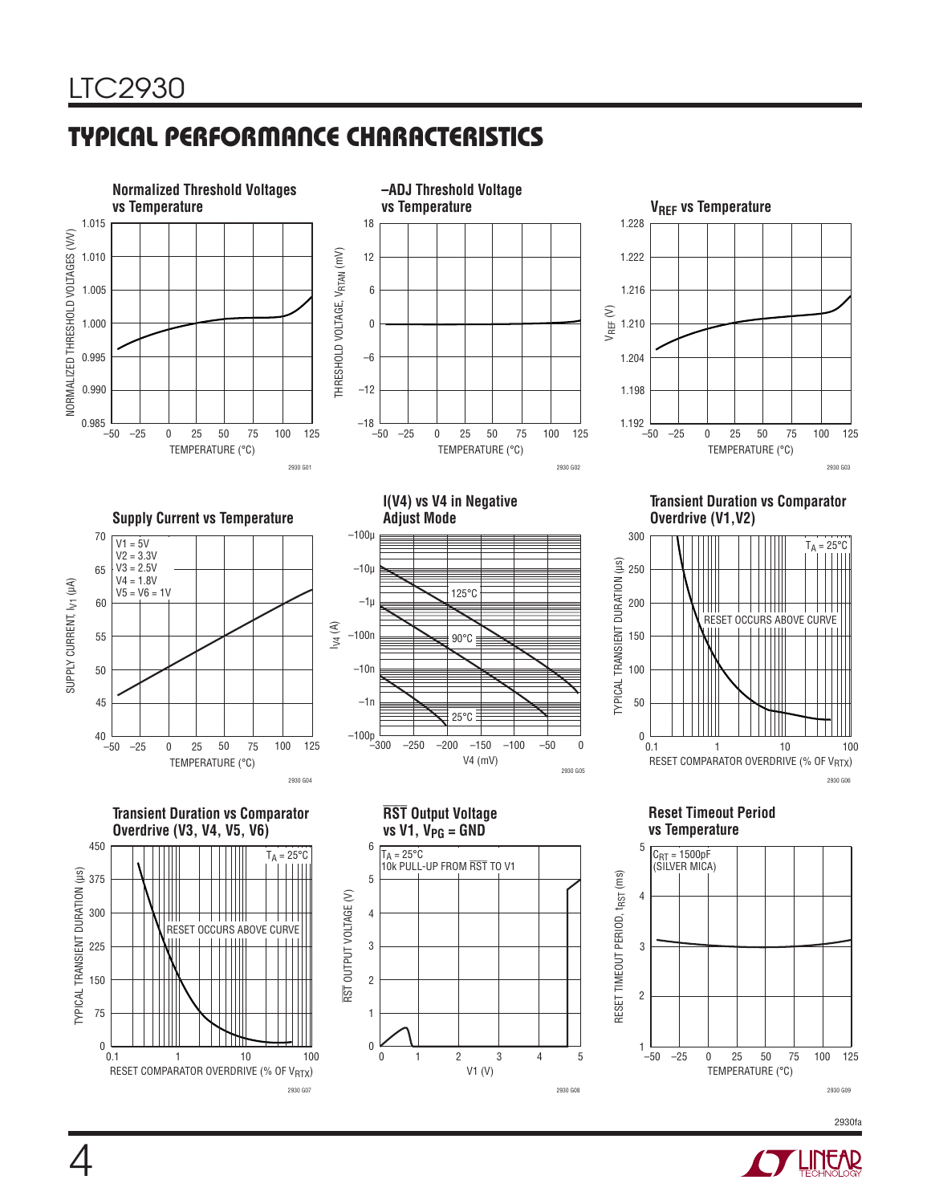## TYPICAL PERFORMANCE CHARACTERISTICS

**Normalized Threshold Voltages vs Temperature**

NORMALIZED THRESHOLD VOLTAGES (V/V)

TEMPERATURE (°C)

2930 G01

**–ADJ Threshold Voltage vs Temperature**

THRESHOLD VOLTAGE, $V_{RTAN}$ (mV)

TEMPERATURE (°C)

2930 G02

**$V_{REF}$ vs Temperature**

$V_{REF}$ (V)

TEMPERATURE (°C)

2930 G03

**Supply Current vs Temperature**

V1 = 5V
V2 = 3.3V
V3 = 2.5V
V4 = 1.8V
V5 = V6 = 1V

SUPPLY CURRENT, $I_{V1}$ (µA)

TEMPERATURE (°C)

2930 G04

**I(V4) vs V4 in Negative Adjust Mode**

125°C
90°C
25°C

$I_{V4}$ (A)

V4 (mV)

2930 G05

**Transient Duration vs Comparator Overdrive (V1,V2)**

$T_A$ = 25°C

RESET OCCURS ABOVE CURVE

TYPICAL TRANSIENT DURATION (µs)

RESET COMPARATOR OVERDRIVE (% OF $V_{RTX}$)

2930 G06

**Transient Duration vs Comparator Overdrive (V3, V4, V5, V6)**

$T_A$ = 25°C

RESET OCCURS ABOVE CURVE

TYPICAL TRANSIENT DURATION (µs)

RESET COMPARATOR OVERDRIVE (% OF $V_{RTX}$)

2930 G07

**$\overline{RST}$ Output Voltage vs V1, $V_{PG}$ = GND**

$T_A$ = 25°C
10k PULL-UP FROM $\overline{RST}$ TO V1

$\overline{RST}$ OUTPUT VOLTAGE (V)

V1 (V)

2930 G08

**Reset Timeout Period vs Temperature**

$C_{RT}$ = 1500pF (SILVER MICA)

RESET TIMEOUT PERIOD, $t_{RST}$ (ms)

TEMPERATURE (°C)

2930 G09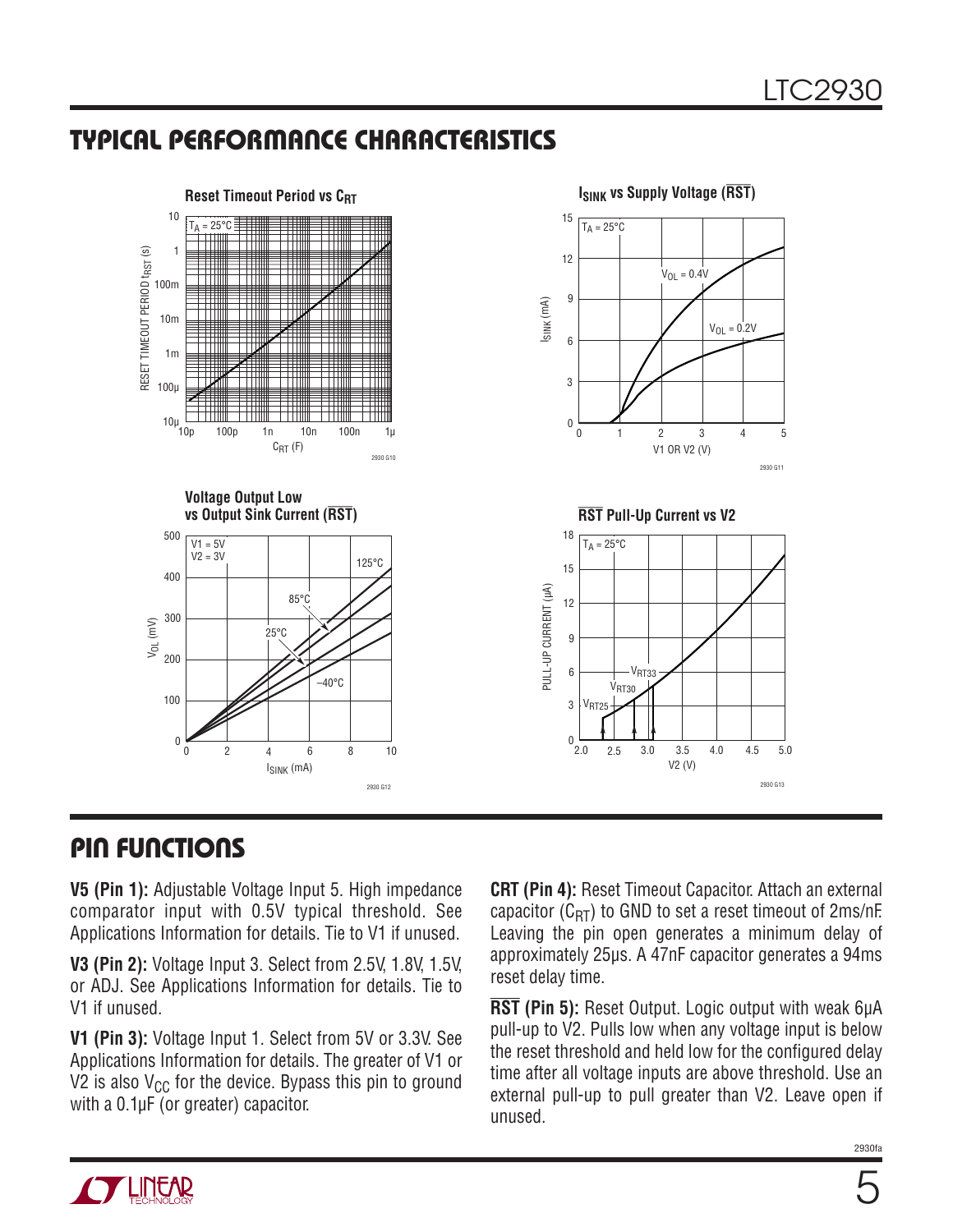## TYPICAL PERFORMANCE CHARACTERISTICS

**Reset Timeout Period vs $C_{RT}$**

**$I_{SINK}$ vs Supply Voltage ($\overline{RST}$)**

**Voltage Output Low vs Output Sink Current ($\overline{RST}$)**

**$\overline{RST}$ Pull-Up Current vs V2**

## PIN FUNCTIONS

**V5 (Pin 1):** Adjustable Voltage Input 5. High impedance comparator input with 0.5V typical threshold. See Applications Information for details. Tie to V1 if unused.

**V3 (Pin 2):** Voltage Input 3. Select from 2.5V, 1.8V, 1.5V, or ADJ. See Applications Information for details. Tie to V1 if unused.

**V1 (Pin 3):** Voltage Input 1. Select from 5V or 3.3V. See Applications Information for details. The greater of V1 or V2 is also $V_{CC}$ for the device. Bypass this pin to ground with a 0.1µF (or greater) capacitor.

**CRT (Pin 4):** Reset Timeout Capacitor. Attach an external capacitor ($C_{RT}$) to GND to set a reset timeout of 2ms/nF. Leaving the pin open generates a minimum delay of approximately 25µs. A 47nF capacitor generates a 94ms reset delay time.

**$\overline{RST}$ (Pin 5):** Reset Output. Logic output with weak 6µA pull-up to V2. Pulls low when any voltage input is below the reset threshold and held low for the configured delay time after all voltage inputs are above threshold. Use an external pull-up to pull greater than V2. Leave open if unused.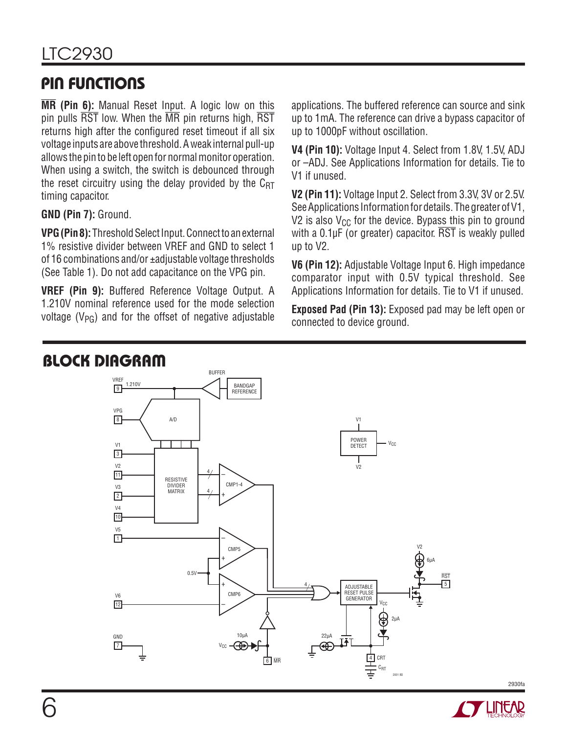## PIN FUNCTIONS

**$\overline{MR}$ (Pin 6):** Manual Reset Input. A logic low on this pin pulls $\overline{RST}$ low. When the $\overline{MR}$ pin returns high, $\overline{RST}$ returns high after the configured reset timeout if all six voltage inputs are above threshold. A weak internal pull-up allows the pin to be left open for normal monitor operation. When using a switch, the switch is debounced through the reset circuitry using the delay provided by the $C_{RT}$ timing capacitor.

**GND (Pin 7):** Ground.

**VPG (Pin 8):** Threshold Select Input. Connect to an external 1% resistive divider between VREF and GND to select 1 of 16 combinations and/or ±adjustable voltage thresholds (See Table 1). Do not add capacitance on the VPG pin.

**VREF (Pin 9):** Buffered Reference Voltage Output. A 1.210V nominal reference used for the mode selection voltage ($V_{PG}$) and for the offset of negative adjustable applications. The buffered reference can source and sink up to 1mA. The reference can drive a bypass capacitor of up to 1000pF without oscillation.

**V4 (Pin 10):** Voltage Input 4. Select from 1.8V, 1.5V, ADJ or –ADJ. See Applications Information for details. Tie to V1 if unused.

**V2 (Pin 11):** Voltage Input 2. Select from 3.3V, 3V or 2.5V. See Applications Information for details. The greater of V1, V2 is also $V_{CC}$ for the device. Bypass this pin to ground with a 0.1µF (or greater) capacitor. $\overline{RST}$ is weakly pulled up to V2.

**V6 (Pin 12):** Adjustable Voltage Input 6. High impedance comparator input with 0.5V typical threshold. See Applications Information for details. Tie to V1 if unused.

**Exposed Pad (Pin 13):** Exposed pad may be left open or connected to device ground.

## BLOCK DIAGRAM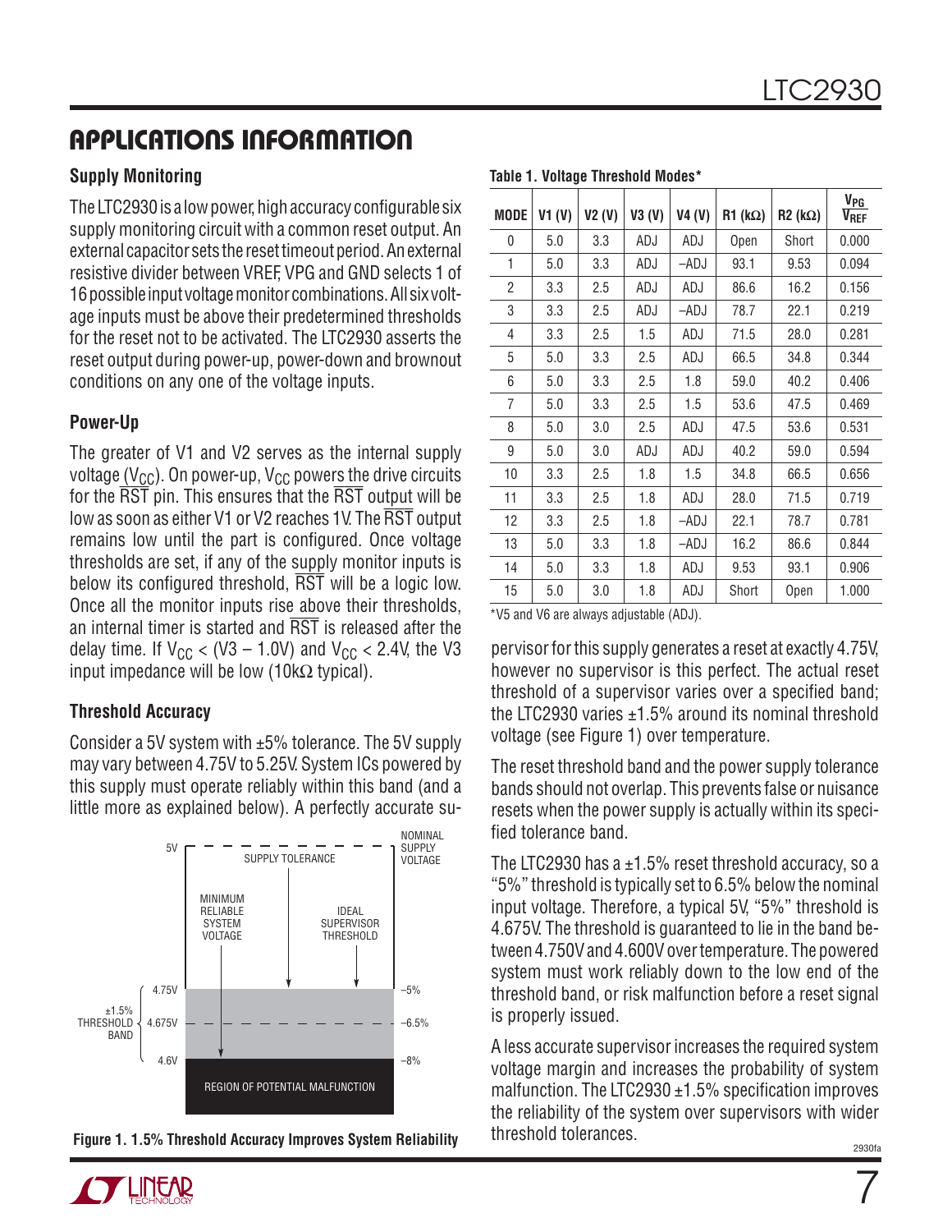## APPLICATIONS INFORMATION

### Supply Monitoring

The LTC2930 is a low power, high accuracy configurable six supply monitoring circuit with a common reset output. An external capacitor sets the reset timeout period. An external resistive divider between VREF, VPG and GND selects 1 of 16 possible input voltage monitor combinations. All six voltage inputs must be above their predetermined thresholds for the reset not to be activated. The LTC2930 asserts the reset output during power-up, power-down and brownout conditions on any one of the voltage inputs.

### Power-Up

The greater of V1 and V2 serves as the internal supply voltage ($V_{CC}$). On power-up, $V_{CC}$ powers the drive circuits for the $\overline{RST}$ pin. This ensures that the $\overline{RST}$ output will be low as soon as either V1 or V2 reaches 1V. The $\overline{RST}$ output remains low until the part is configured. Once voltage thresholds are set, if any of the supply monitor inputs is below its configured threshold, $\overline{RST}$ will be a logic low. Once all the monitor inputs rise above their thresholds, an internal timer is started and $\overline{RST}$ is released after the delay time. If $V_{CC}$ < (V3 – 1.0V) and $V_{CC}$ < 2.4V, the V3 input impedance will be low (10kΩ typical).

### Threshold Accuracy

Consider a 5V system with ±5% tolerance. The 5V supply may vary between 4.75V to 5.25V. System ICs powered by this supply must operate reliably within this band (and a little more as explained below). A perfectly accurate supervisor for this supply generates a reset at exactly 4.75V, however no supervisor is this perfect. The actual reset threshold of a supervisor varies over a specified band; the LTC2930 varies ±1.5% around its nominal threshold voltage (see Figure 1) over temperature.

**Figure 1. 1.5% Threshold Accuracy Improves System Reliability**

The reset threshold band and the power supply tolerance bands should not overlap. This prevents false or nuisance resets when the power supply is actually within its specified tolerance band.

The LTC2930 has a ±1.5% reset threshold accuracy, so a "5%" threshold is typically set to 6.5% below the nominal input voltage. Therefore, a typical 5V, "5%" threshold is 4.675V. The threshold is guaranteed to lie in the band between 4.750V and 4.600V over temperature. The powered system must work reliably down to the low end of the threshold band, or risk malfunction before a reset signal is properly issued.

A less accurate supervisor increases the required system voltage margin and increases the probability of system malfunction. The LTC2930 ±1.5% specification improves the reliability of the system over supervisors with wider threshold tolerances.

**Table 1. Voltage Threshold Modes***

| MODE | V1 (V) | V2 (V) | V3 (V) | V4 (V) | R1 (kΩ) | R2 (kΩ) | $\frac{V_{PG}}{V_{REF}}$ |
|---|---|---|---|---|---|---|---|
| 0 | 5.0 | 3.3 | ADJ | ADJ | Open | Short | 0.000 |
| 1 | 5.0 | 3.3 | ADJ | –ADJ | 93.1 | 9.53 | 0.094 |
| 2 | 3.3 | 2.5 | ADJ | ADJ | 86.6 | 16.2 | 0.156 |
| 3 | 3.3 | 2.5 | ADJ | –ADJ | 78.7 | 22.1 | 0.219 |
| 4 | 3.3 | 2.5 | 1.5 | ADJ | 71.5 | 28.0 | 0.281 |
| 5 | 5.0 | 3.3 | 2.5 | ADJ | 66.5 | 34.8 | 0.344 |
| 6 | 5.0 | 3.3 | 2.5 | 1.8 | 59.0 | 40.2 | 0.406 |
| 7 | 5.0 | 3.3 | 2.5 | 1.5 | 53.6 | 47.5 | 0.469 |
| 8 | 5.0 | 3.0 | 2.5 | ADJ | 47.5 | 53.6 | 0.531 |
| 9 | 5.0 | 3.0 | ADJ | ADJ | 40.2 | 59.0 | 0.594 |
| 10 | 3.3 | 2.5 | 1.8 | 1.5 | 34.8 | 66.5 | 0.656 |
| 11 | 3.3 | 2.5 | 1.8 | ADJ | 28.0 | 71.5 | 0.719 |
| 12 | 3.3 | 2.5 | 1.8 | –ADJ | 22.1 | 78.7 | 0.781 |
| 13 | 5.0 | 3.3 | 1.8 | –ADJ | 16.2 | 86.6 | 0.844 |
| 14 | 5.0 | 3.3 | 1.8 | ADJ | 9.53 | 93.1 | 0.906 |
| 15 | 5.0 | 3.0 | 1.8 | ADJ | Short | Open | 1.000 |

*V5 and V6 are always adjustable (ADJ).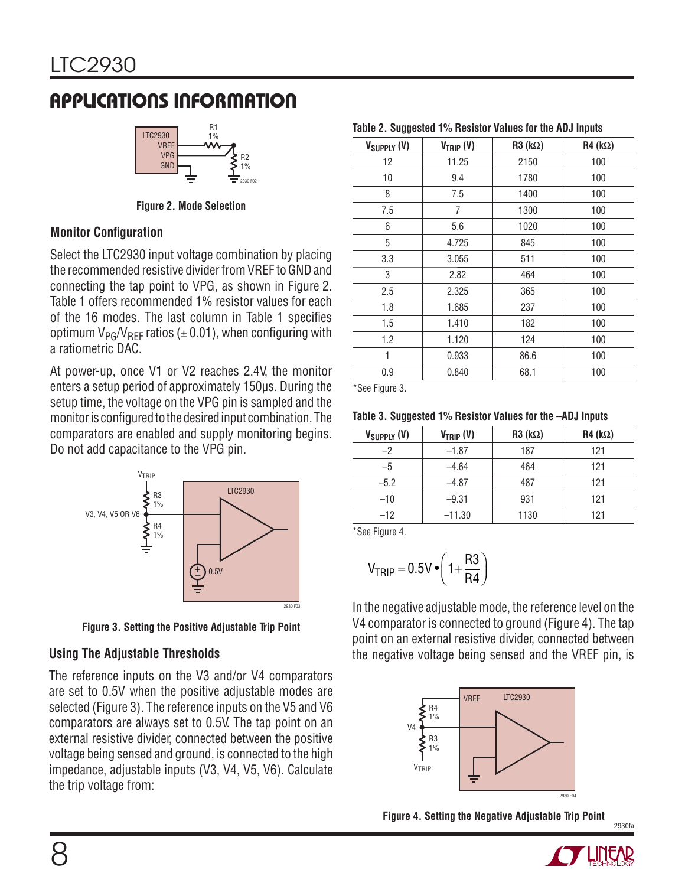## APPLICATIONS INFORMATION

Figure 2. Mode Selection

### Monitor Configuration

Select the LTC2930 input voltage combination by placing the recommended resistive divider from VREF to GND and connecting the tap point to VPG, as shown in Figure 2. Table 1 offers recommended 1% resistor values for each of the 16 modes. The last column in Table 1 specifies optimum $V_{PG}/V_{REF}$ ratios (± 0.01), when configuring with a ratiometric DAC.

At power-up, once V1 or V2 reaches 2.4V, the monitor enters a setup period of approximately 150µs. During the setup time, the voltage on the VPG pin is sampled and the monitor is configured to the desired input combination. The comparators are enabled and supply monitoring begins. Do not add capacitance to the VPG pin.

Figure 3. Setting the Positive Adjustable Trip Point

### Using The Adjustable Thresholds

The reference inputs on the V3 and/or V4 comparators are set to 0.5V when the positive adjustable modes are selected (Figure 3). The reference inputs on the V5 and V6 comparators are always set to 0.5V. The tap point on an external resistive divider, connected between the positive voltage being sensed and ground, is connected to the high impedance, adjustable inputs (V3, V4, V5, V6). Calculate the trip voltage from:

**Table 2. Suggested 1% Resistor Values for the ADJ Inputs**

| $V_{SUPPLY}$ (V) | $V_{TRIP}$ (V) | R3 (kΩ) | R4 (kΩ) |
|---|---|---|---|
| 12 | 11.25 | 2150 | 100 |
| 10 | 9.4 | 1780 | 100 |
| 8 | 7.5 | 1400 | 100 |
| 7.5 | 7 | 1300 | 100 |
| 6 | 5.6 | 1020 | 100 |
| 5 | 4.725 | 845 | 100 |
| 3.3 | 3.055 | 511 | 100 |
| 3 | 2.82 | 464 | 100 |
| 2.5 | 2.325 | 365 | 100 |
| 1.8 | 1.685 | 237 | 100 |
| 1.5 | 1.410 | 182 | 100 |
| 1.2 | 1.120 | 124 | 100 |
| 1 | 0.933 | 86.6 | 100 |
| 0.9 | 0.840 | 68.1 | 100 |

*See Figure 3.

**Table 3. Suggested 1% Resistor Values for the –ADJ Inputs**

| $V_{SUPPLY}$ (V) | $V_{TRIP}$ (V) | R3 (kΩ) | R4 (kΩ) |
|---|---|---|---|
| –2 | –1.87 | 187 | 121 |
| –5 | –4.64 | 464 | 121 |
| –5.2 | –4.87 | 487 | 121 |
| –10 | –9.31 | 931 | 121 |
| –12 | –11.30 | 1130 | 121 |

*See Figure 4.

$$V_{TRIP} = 0.5V \bullet \left(1 + \frac{R3}{R4}\right)$$

In the negative adjustable mode, the reference level on the V4 comparator is connected to ground (Figure 4). The tap point on an external resistive divider, connected between the negative voltage being sensed and the VREF pin, is

Figure 4. Setting the Negative Adjustable Trip Point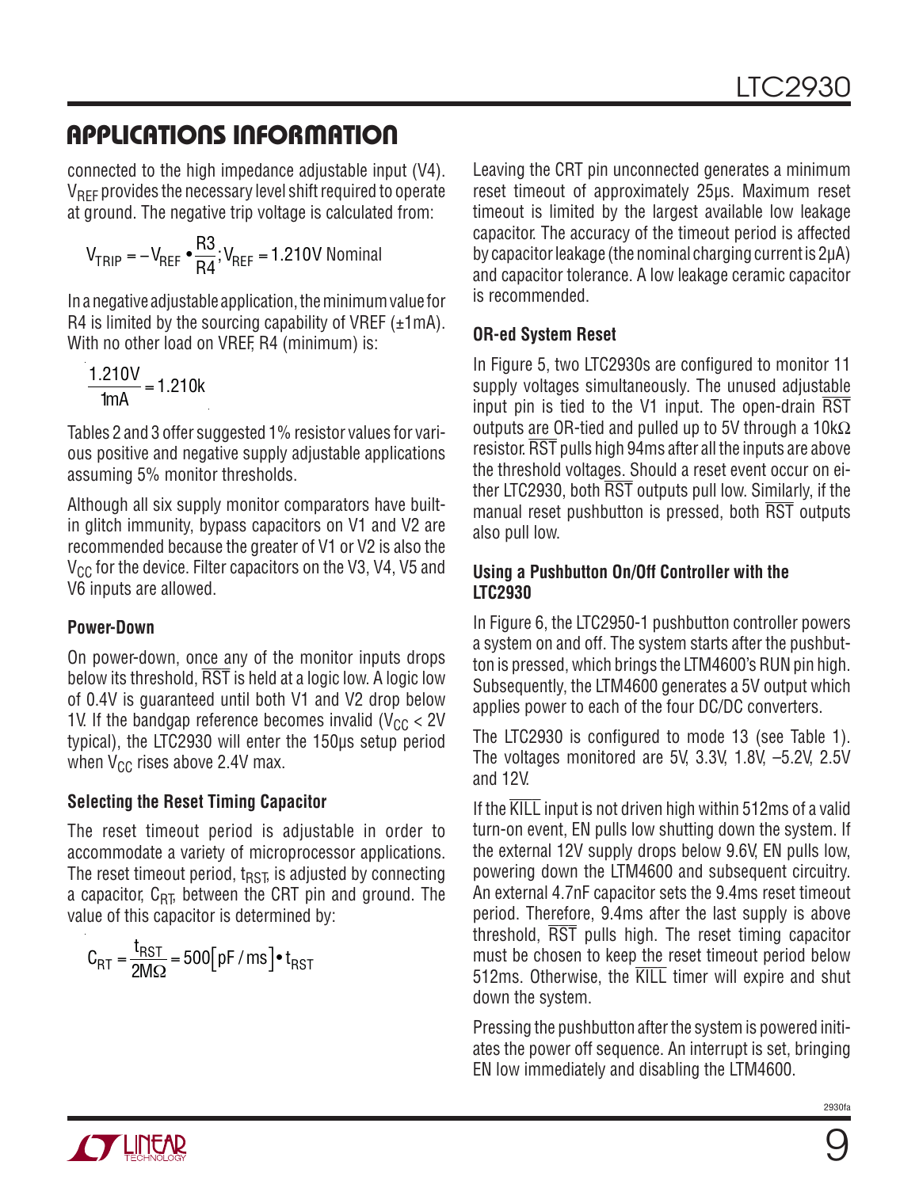## APPLICATIONS INFORMATION

connected to the high impedance adjustable input (V4). $V_{REF}$ provides the necessary level shift required to operate at ground. The negative trip voltage is calculated from:

$$V_{TRIP} = -V_{REF} \bullet \frac{R3}{R4}; V_{REF} = 1.210\text{V Nominal}$$

In a negative adjustable application, the minimum value for R4 is limited by the sourcing capability of VREF (±1mA). With no other load on VREF, R4 (minimum) is:

$$\frac{1.210\text{V}}{1\text{mA}} = 1.210\text{k}$$

Tables 2 and 3 offer suggested 1% resistor values for various positive and negative supply adjustable applications assuming 5% monitor thresholds.

Although all six supply monitor comparators have built-in glitch immunity, bypass capacitors on V1 and V2 are recommended because the greater of V1 or V2 is also the $V_{CC}$ for the device. Filter capacitors on the V3, V4, V5 and V6 inputs are allowed.

### Power-Down

On power-down, once any of the monitor inputs drops below its threshold, $\overline{\text{RST}}$ is held at a logic low. A logic low of 0.4V is guaranteed until both V1 and V2 drop below 1V. If the bandgap reference becomes invalid ($V_{CC}$ < 2V typical), the LTC2930 will enter the 150µs setup period when $V_{CC}$ rises above 2.4V max.

### Selecting the Reset Timing Capacitor

The reset timeout period is adjustable in order to accommodate a variety of microprocessor applications. The reset timeout period, $t_{RST}$, is adjusted by connecting a capacitor, $C_{RT}$, between the CRT pin and ground. The value of this capacitor is determined by:

$$C_{RT} = \frac{t_{RST}}{2M\Omega} = 500\left[\text{pF/ms}\right] \bullet t_{RST}$$

Leaving the CRT pin unconnected generates a minimum reset timeout of approximately 25µs. Maximum reset timeout is limited by the largest available low leakage capacitor. The accuracy of the timeout period is affected by capacitor leakage (the nominal charging current is 2µA) and capacitor tolerance. A low leakage ceramic capacitor is recommended.

### OR-ed System Reset

In Figure 5, two LTC2930s are configured to monitor 11 supply voltages simultaneously. The unused adjustable input pin is tied to the V1 input. The open-drain $\overline{\text{RST}}$ outputs are OR-tied and pulled up to 5V through a 10kΩ resistor. $\overline{\text{RST}}$ pulls high 94ms after all the inputs are above the threshold voltages. Should a reset event occur on either LTC2930, both $\overline{\text{RST}}$ outputs pull low. Similarly, if the manual reset pushbutton is pressed, both $\overline{\text{RST}}$ outputs also pull low.

### Using a Pushbutton On/Off Controller with the LTC2930

In Figure 6, the LTC2950-1 pushbutton controller powers a system on and off. The system starts after the pushbutton is pressed, which brings the LTM4600's RUN pin high. Subsequently, the LTM4600 generates a 5V output which applies power to each of the four DC/DC converters.

The LTC2930 is configured to mode 13 (see Table 1). The voltages monitored are 5V, 3.3V, 1.8V, –5.2V, 2.5V and 12V.

If the $\overline{\text{KILL}}$ input is not driven high within 512ms of a valid turn-on event, EN pulls low shutting down the system. If the external 12V supply drops below 9.6V, EN pulls low, powering down the LTM4600 and subsequent circuitry. An external 4.7nF capacitor sets the 9.4ms reset timeout period. Therefore, 9.4ms after the last supply is above threshold, $\overline{\text{RST}}$ pulls high. The reset timing capacitor must be chosen to keep the reset timeout period below 512ms. Otherwise, the $\overline{\text{KILL}}$ timer will expire and shut down the system.

Pressing the pushbutton after the system is powered initiates the power off sequence. An interrupt is set, bringing EN low immediately and disabling the LTM4600.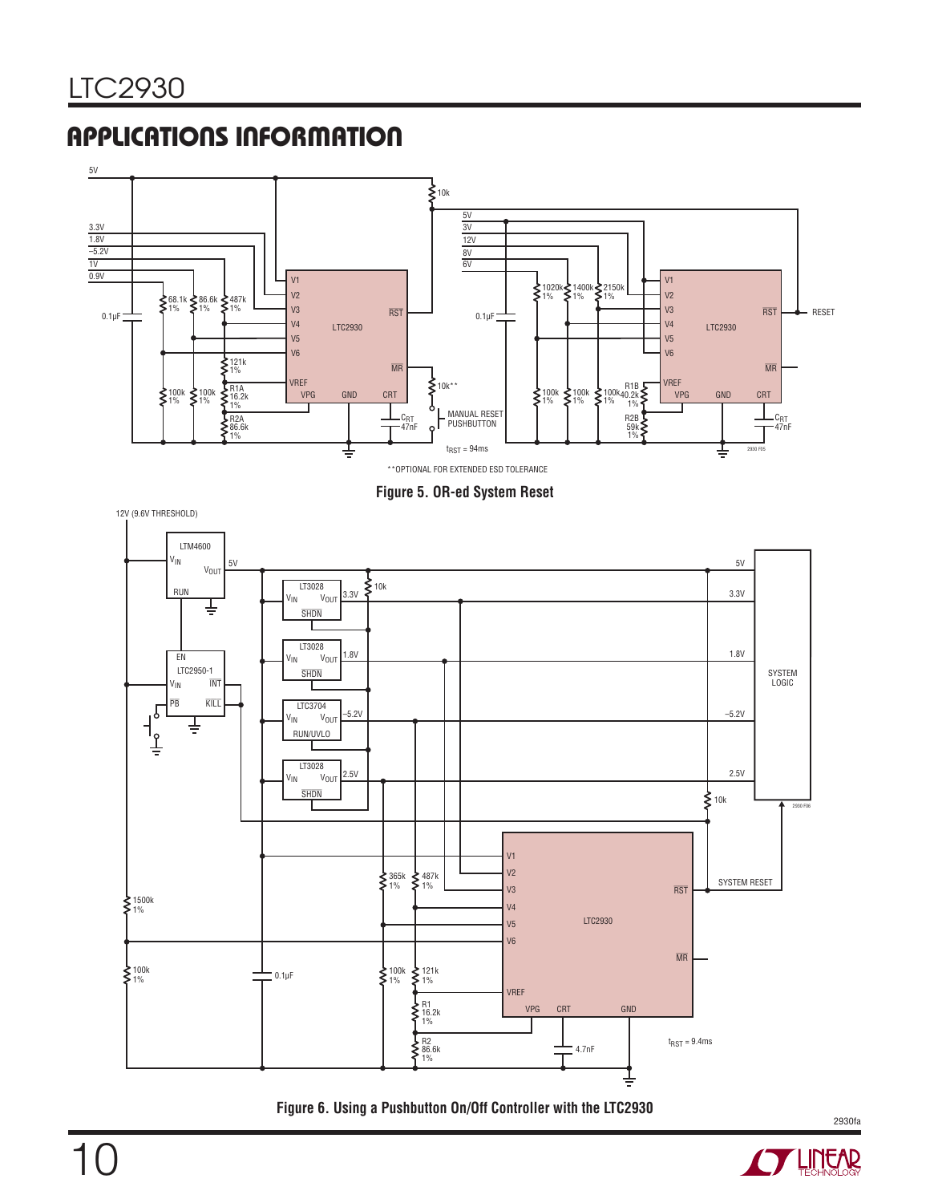## APPLICATIONS INFORMATION

\*\*OPTIONAL FOR EXTENDED ESD TOLERANCE

**Figure 5. OR-ed System Reset**

**Figure 6. Using a Pushbutton On/Off Controller with the LTC2930**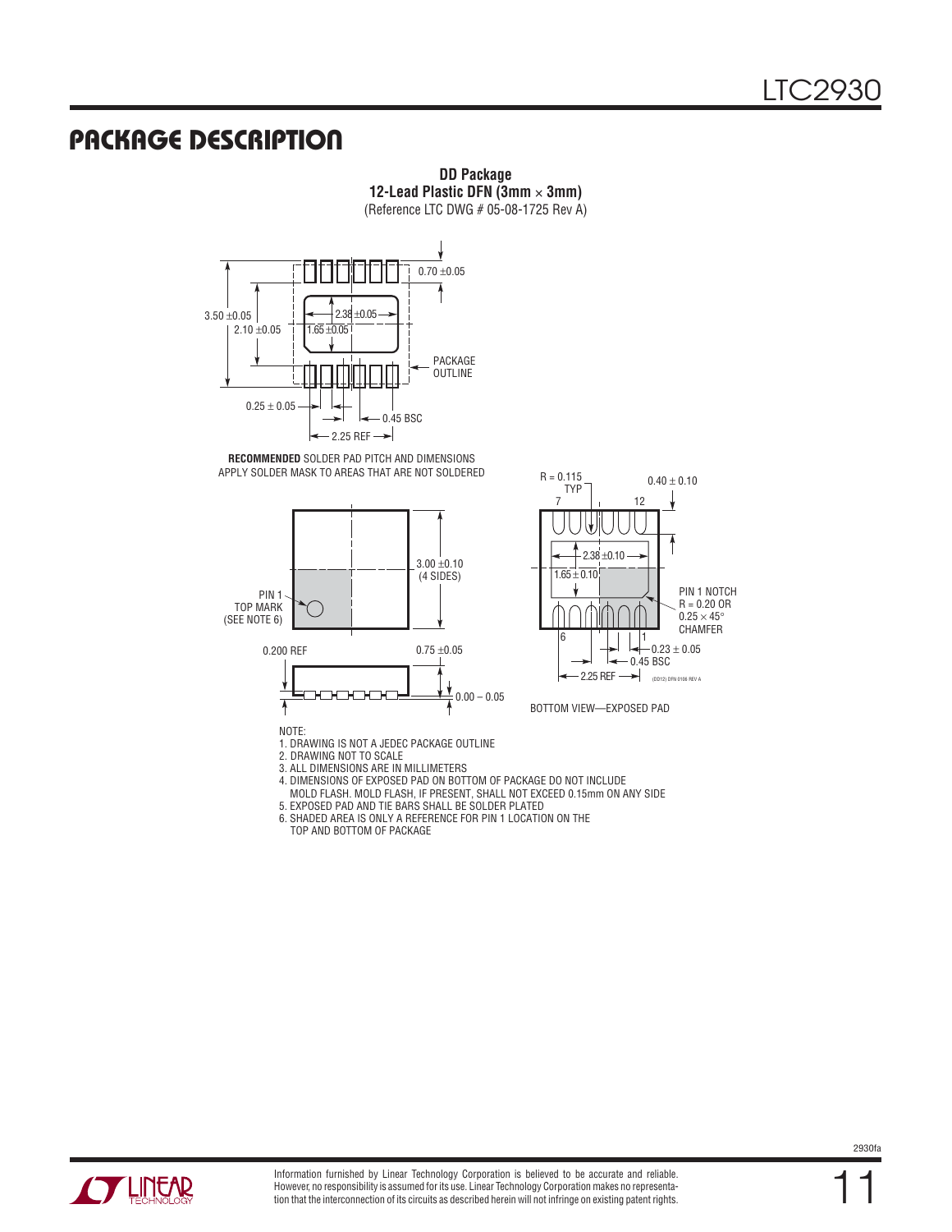## PACKAGE DESCRIPTION

**DD Package**
**12-Lead Plastic DFN (3mm × 3mm)**
(Reference LTC DWG # 05-08-1725 Rev A)

0.70 ±0.05

3.50 ±0.05

2.10 ±0.05

2.38 ±0.05

1.65 ±0.05

PACKAGE OUTLINE

0.25 ± 0.05

0.45 BSC

2.25 REF

**RECOMMENDED** SOLDER PAD PITCH AND DIMENSIONS
APPLY SOLDER MASK TO AREAS THAT ARE NOT SOLDERED

3.00 ±0.10 (4 SIDES)

PIN 1 TOP MARK (SEE NOTE 6)

0.200 REF

0.75 ±0.05

0.00 – 0.05

R = 0.115 TYP

0.40 ± 0.10

7

12

2.38 ±0.10

1.65 ± 0.10

PIN 1 NOTCH R = 0.20 OR 0.25 × 45° CHAMFER

6

1

0.23 ± 0.05

0.45 BSC

2.25 REF

(DD12) DFN 0106 REV A

BOTTOM VIEW—EXPOSED PAD

NOTE:

1. DRAWING IS NOT A JEDEC PACKAGE OUTLINE
2. DRAWING NOT TO SCALE
3. ALL DIMENSIONS ARE IN MILLIMETERS
4. DIMENSIONS OF EXPOSED PAD ON BOTTOM OF PACKAGE DO NOT INCLUDE MOLD FLASH. MOLD FLASH, IF PRESENT, SHALL NOT EXCEED 0.15mm ON ANY SIDE
5. EXPOSED PAD AND TIE BARS SHALL BE SOLDER PLATED
6. SHADED AREA IS ONLY A REFERENCE FOR PIN 1 LOCATION ON THE TOP AND BOTTOM OF PACKAGE

Information furnished by Linear Technology Corporation is believed to be accurate and reliable. However, no responsibility is assumed for its use. Linear Technology Corporation makes no representation that the interconnection of its circuits as described herein will not infringe on existing patent rights.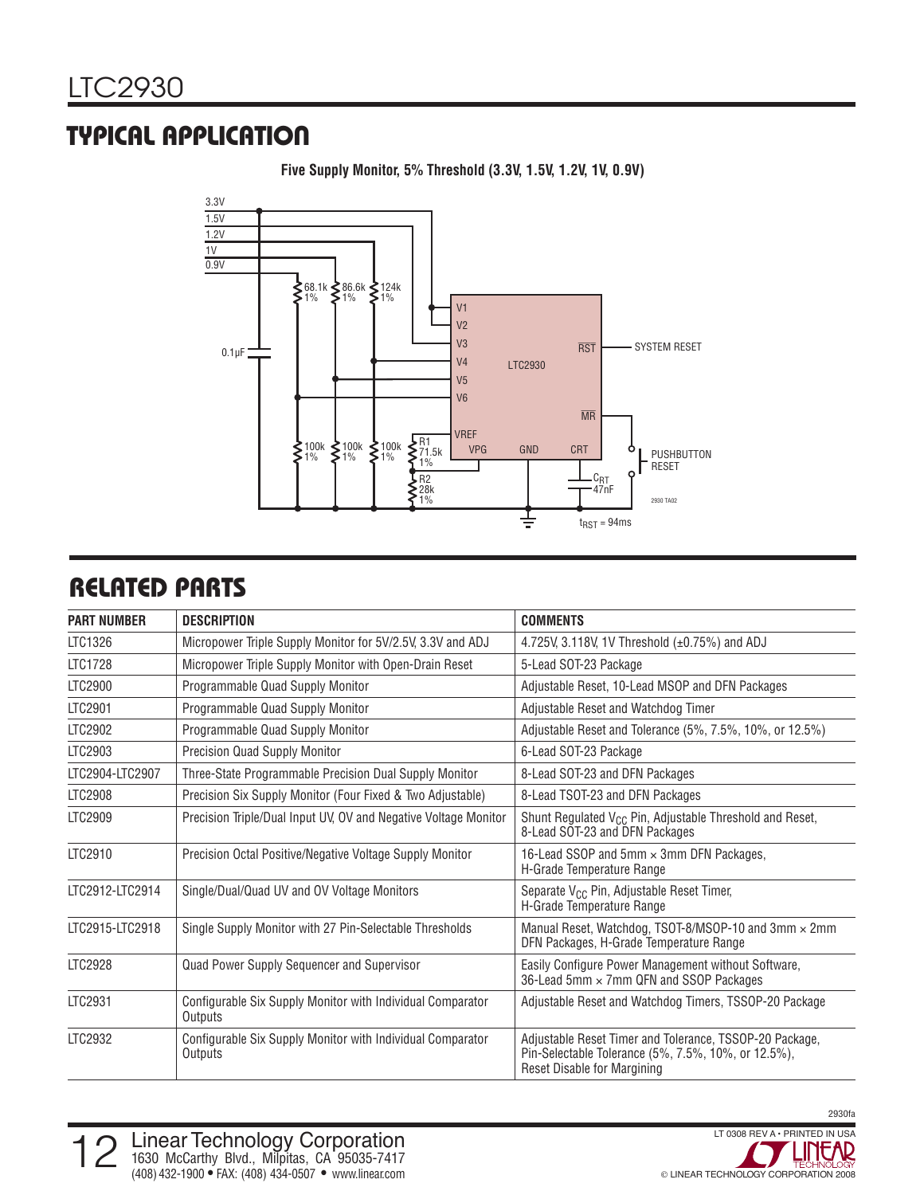## TYPICAL APPLICATION

**Five Supply Monitor, 5% Threshold (3.3V, 1.5V, 1.2V, 1V, 0.9V)**

3.3V
1.5V
1.2V
1V
0.9V
68.1k 1%
86.6k 1%
124k 1%
0.1µF
V1
V2
V3
V4
V5
V6
VREF
VPG
GND
CRT
$\overline{RST}$
$\overline{MR}$
LTC2930
SYSTEM RESET
PUSHBUTTON RESET
100k 1%
100k 1%
100k 1%
R1 71.5k 1%
R2 28k 1%
$C_{RT}$ 47nF
$t_{RST}$ = 94ms
2930 TA02

## RELATED PARTS

| PART NUMBER | DESCRIPTION | COMMENTS |
|---|---|---|
| LTC1326 | Micropower Triple Supply Monitor for 5V/2.5V, 3.3V and ADJ | 4.725V, 3.118V, 1V Threshold (±0.75%) and ADJ |
| LTC1728 | Micropower Triple Supply Monitor with Open-Drain Reset | 5-Lead SOT-23 Package |
| LTC2900 | Programmable Quad Supply Monitor | Adjustable Reset, 10-Lead MSOP and DFN Packages |
| LTC2901 | Programmable Quad Supply Monitor | Adjustable Reset and Watchdog Timer |
| LTC2902 | Programmable Quad Supply Monitor | Adjustable Reset and Tolerance (5%, 7.5%, 10%, or 12.5%) |
| LTC2903 | Precision Quad Supply Monitor | 6-Lead SOT-23 Package |
| LTC2904-LTC2907 | Three-State Programmable Precision Dual Supply Monitor | 8-Lead SOT-23 and DFN Packages |
| LTC2908 | Precision Six Supply Monitor (Four Fixed & Two Adjustable) | 8-Lead TSOT-23 and DFN Packages |
| LTC2909 | Precision Triple/Dual Input UV, OV and Negative Voltage Monitor | Shunt Regulated $V_{CC}$ Pin, Adjustable Threshold and Reset, 8-Lead SOT-23 and DFN Packages |
| LTC2910 | Precision Octal Positive/Negative Voltage Supply Monitor | 16-Lead SSOP and 5mm × 3mm DFN Packages, H-Grade Temperature Range |
| LTC2912-LTC2914 | Single/Dual/Quad UV and OV Voltage Monitors | Separate $V_{CC}$ Pin, Adjustable Reset Timer, H-Grade Temperature Range |
| LTC2915-LTC2918 | Single Supply Monitor with 27 Pin-Selectable Thresholds | Manual Reset, Watchdog, TSOT-8/MSOP-10 and 3mm × 2mm DFN Packages, H-Grade Temperature Range |
| LTC2928 | Quad Power Supply Sequencer and Supervisor | Easily Configure Power Management without Software, 36-Lead 5mm × 7mm QFN and SSOP Packages |
| LTC2931 | Configurable Six Supply Monitor with Individual Comparator Outputs | Adjustable Reset and Watchdog Timers, TSSOP-20 Package |
| LTC2932 | Configurable Six Supply Monitor with Individual Comparator Outputs | Adjustable Reset Timer and Tolerance, TSSOP-20 Package, Pin-Selectable Tolerance (5%, 7.5%, 10%, or 12.5%), Reset Disable for Margining |

Linear Technology Corporation
1630 McCarthy Blvd., Milpitas, CA 95035-7417
(408) 432-1900 • FAX: (408) 434-0507 • www.linear.com

LT 0308 REV A • PRINTED IN USA
© LINEAR TECHNOLOGY CORPORATION 2008